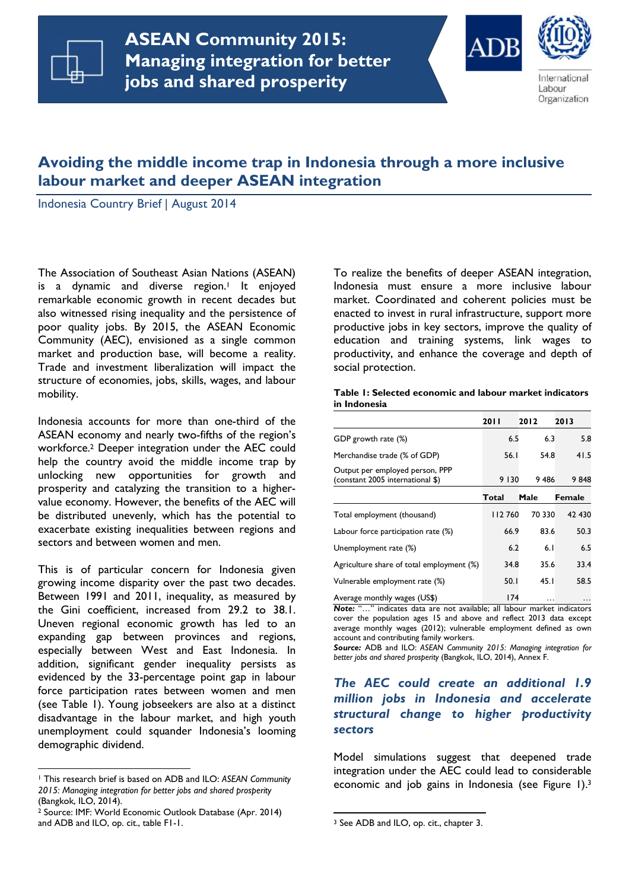# ASEAN Community 2015: Managing integration for better jobs and shared prosperity

## Avoiding the middle income trap in Indonesia through a more inclusive labour market and deeper ASEAN integration

Indonesia Country Brief | August 2014

The Association of Southeast Asian Nations (ASEAN) is a dynamic and diverse region.[1] It enjoyed remarkable economic growth in recent decades but also witnessed rising inequality and the persistence of poor quality jobs. By 2015, the ASEAN Economic Community (AEC), envisioned as a single common market and production base, will become a reality. Trade and investment liberalization will impact the structure of economies, jobs, skills, wages, and labour mobility.

Indonesia accounts for more than one-third of the ASEAN economy and nearly two-fifths of the region's workforce.[2] Deeper integration under the AEC could help the country avoid the middle income trap by unlocking new opportunities for growth and prosperity and catalyzing the transition to a higher-value economy. However, the benefits of the AEC will be distributed unevenly, which has the potential to exacerbate existing inequalities between regions and sectors and between women and men.

This is of particular concern for Indonesia given growing income disparity over the past two decades. Between 1991 and 2011, inequality, as measured by the Gini coefficient, increased from 29.2 to 38.1. Uneven regional economic growth has led to an expanding gap between provinces and regions, especially between West and East Indonesia. In addition, significant gender inequality persists as evidenced by the 33-percentage point gap in labour force participation rates between women and men (see Table 1). Young jobseekers are also at a distinct disadvantage in the labour market, and high youth unemployment could squander Indonesia's looming demographic dividend.

To realize the benefits of deeper ASEAN integration, Indonesia must ensure a more inclusive labour market. Coordinated and coherent policies must be enacted to invest in rural infrastructure, support more productive jobs in key sectors, improve the quality of education and training systems, link wages to productivity, and enhance the coverage and depth of social protection.

**Table 1: Selected economic and labour market indicators in Indonesia**

| | 2011 | 2012 | 2013 |
|---|---|---|---|
| GDP growth rate (%) | 6.5 | 6.3 | 5.8 |
| Merchandise trade (% of GDP) | 56.1 | 54.8 | 41.5 |
| Output per employed person, PPP (constant 2005 international $) | 9 130 | 9 486 | 9 848 |
| | **Total** | **Male** | **Female** |
| Total employment (thousand) | 112 760 | 70 330 | 42 430 |
| Labour force participation rate (%) | 66.9 | 83.6 | 50.3 |
| Unemployment rate (%) | 6.2 | 6.1 | 6.5 |
| Agriculture share of total employment (%) | 34.8 | 35.6 | 33.4 |
| Vulnerable employment rate (%) | 50.1 | 45.1 | 58.5 |
| Average monthly wages (US$) | 174 | … | … |

***Note:*** "…" indicates data are not available; all labour market indicators cover the population ages 15 and above and reflect 2013 data except average monthly wages (2012); vulnerable employment defined as own account and contributing family workers.
***Source:*** ADB and ILO: *ASEAN Community 2015: Managing integration for better jobs and shared prosperity* (Bangkok, ILO, 2014), Annex F.

### *The AEC could create an additional 1.9 million jobs in Indonesia and accelerate structural change to higher productivity sectors*

Model simulations suggest that deepened trade integration under the AEC could lead to considerable economic and job gains in Indonesia (see Figure 1).[3]

---

[1] This research brief is based on ADB and ILO: *ASEAN Community 2015: Managing integration for better jobs and shared prosperity* (Bangkok, ILO, 2014).

[2] Source: IMF: World Economic Outlook Database (Apr. 2014) and ADB and ILO, op. cit., table F1-1.

[3] See ADB and ILO, op. cit., chapter 3.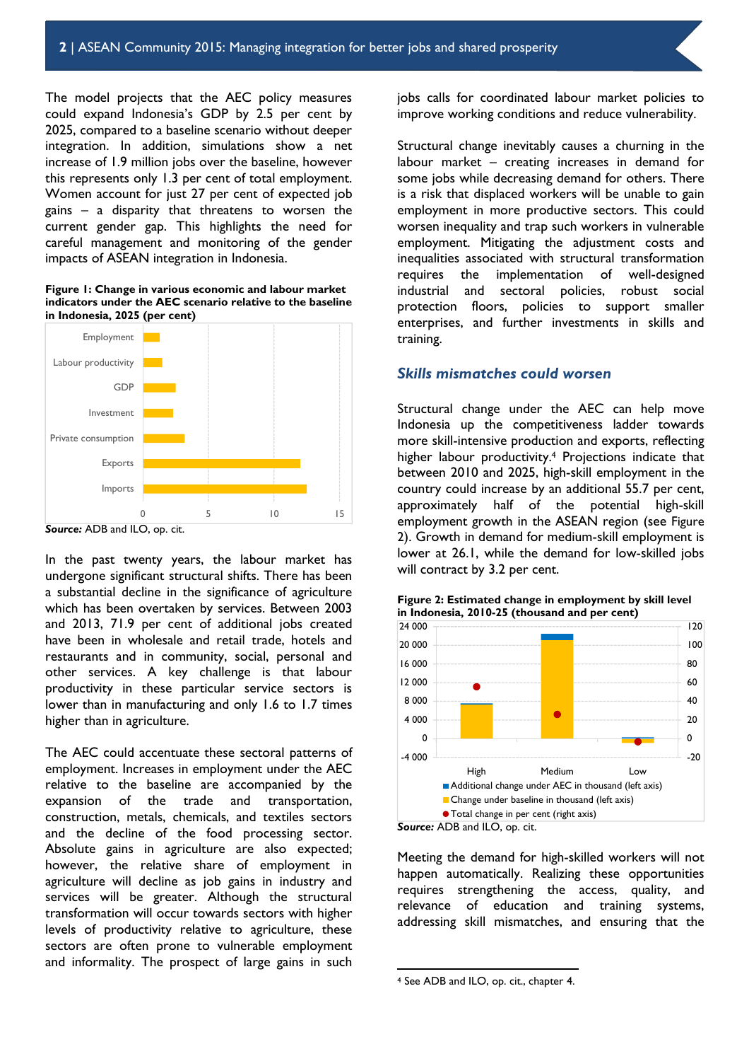The model projects that the AEC policy measures could expand Indonesia's GDP by 2.5 per cent by 2025, compared to a baseline scenario without deeper integration. In addition, simulations show a net increase of 1.9 million jobs over the baseline, however this represents only 1.3 per cent of total employment. Women account for just 27 per cent of expected job gains – a disparity that threatens to worsen the current gender gap. This highlights the need for careful management and monitoring of the gender impacts of ASEAN integration in Indonesia.

**Figure 1: Change in various economic and labour market indicators under the AEC scenario relative to the baseline in Indonesia, 2025 (per cent)**

***Source:*** ADB and ILO, op. cit.

In the past twenty years, the labour market has undergone significant structural shifts. There has been a substantial decline in the significance of agriculture which has been overtaken by services. Between 2003 and 2013, 71.9 per cent of additional jobs created have been in wholesale and retail trade, hotels and restaurants and in community, social, personal and other services. A key challenge is that labour productivity in these particular service sectors is lower than in manufacturing and only 1.6 to 1.7 times higher than in agriculture.

The AEC could accentuate these sectoral patterns of employment. Increases in employment under the AEC relative to the baseline are accompanied by the expansion of the trade and transportation, construction, metals, chemicals, and textiles sectors and the decline of the food processing sector. Absolute gains in agriculture are also expected; however, the relative share of employment in agriculture will decline as job gains in industry and services will be greater. Although the structural transformation will occur towards sectors with higher levels of productivity relative to agriculture, these sectors are often prone to vulnerable employment and informality. The prospect of large gains in such jobs calls for coordinated labour market policies to improve working conditions and reduce vulnerability.

Structural change inevitably causes a churning in the labour market – creating increases in demand for some jobs while decreasing demand for others. There is a risk that displaced workers will be unable to gain employment in more productive sectors. This could worsen inequality and trap such workers in vulnerable employment. Mitigating the adjustment costs and inequalities associated with structural transformation requires the implementation of well-designed industrial and sectoral policies, robust social protection floors, policies to support smaller enterprises, and further investments in skills and training.

## *Skills mismatches could worsen*

Structural change under the AEC can help move Indonesia up the competitiveness ladder towards more skill-intensive production and exports, reflecting higher labour productivity.[4] Projections indicate that between 2010 and 2025, high-skill employment in the country could increase by an additional 55.7 per cent, approximately half of the potential high-skill employment growth in the ASEAN region (see Figure 2). Growth in demand for medium-skill employment is lower at 26.1, while the demand for low-skilled jobs will contract by 3.2 per cent.

**Figure 2: Estimated change in employment by skill level in Indonesia, 2010-25 (thousand and per cent)**

***Source:*** ADB and ILO, op. cit.

Meeting the demand for high-skilled workers will not happen automatically. Realizing these opportunities requires strengthening the access, quality, and relevance of education and training systems, addressing skill mismatches, and ensuring that the

---

[4] See ADB and ILO, op. cit., chapter 4.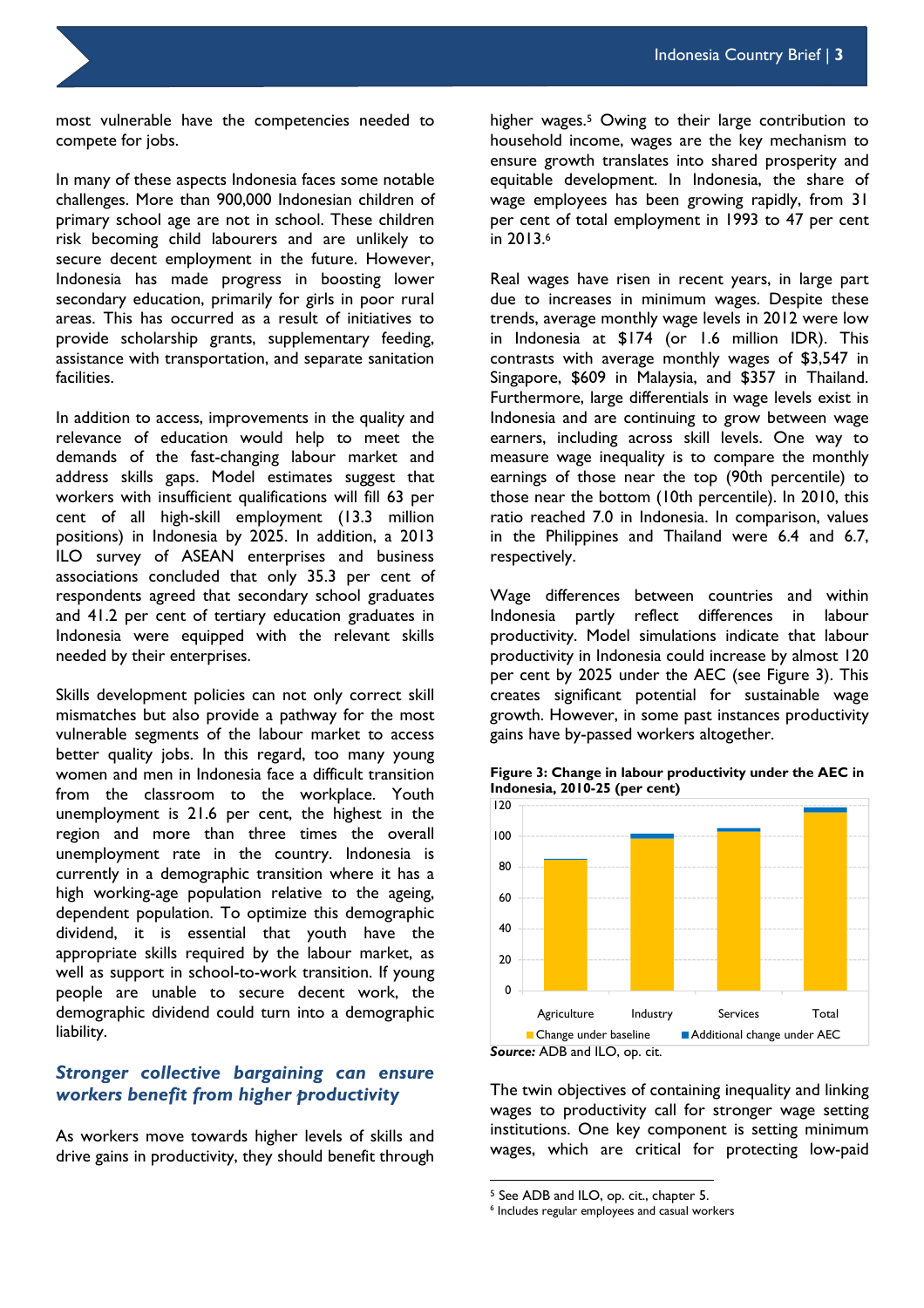most vulnerable have the competencies needed to compete for jobs.

In many of these aspects Indonesia faces some notable challenges. More than 900,000 Indonesian children of primary school age are not in school. These children risk becoming child labourers and are unlikely to secure decent employment in the future. However, Indonesia has made progress in boosting lower secondary education, primarily for girls in poor rural areas. This has occurred as a result of initiatives to provide scholarship grants, supplementary feeding, assistance with transportation, and separate sanitation facilities.

In addition to access, improvements in the quality and relevance of education would help to meet the demands of the fast-changing labour market and address skills gaps. Model estimates suggest that workers with insufficient qualifications will fill 63 per cent of all high-skill employment (13.3 million positions) in Indonesia by 2025. In addition, a 2013 ILO survey of ASEAN enterprises and business associations concluded that only 35.3 per cent of respondents agreed that secondary school graduates and 41.2 per cent of tertiary education graduates in Indonesia were equipped with the relevant skills needed by their enterprises.

Skills development policies can not only correct skill mismatches but also provide a pathway for the most vulnerable segments of the labour market to access better quality jobs. In this regard, too many young women and men in Indonesia face a difficult transition from the classroom to the workplace. Youth unemployment is 21.6 per cent, the highest in the region and more than three times the overall unemployment rate in the country. Indonesia is currently in a demographic transition where it has a high working-age population relative to the ageing, dependent population. To optimize this demographic dividend, it is essential that youth have the appropriate skills required by the labour market, as well as support in school-to-work transition. If young people are unable to secure decent work, the demographic dividend could turn into a demographic liability.

## *Stronger collective bargaining can ensure workers benefit from higher productivity*

As workers move towards higher levels of skills and drive gains in productivity, they should benefit through higher wages.[5] Owing to their large contribution to household income, wages are the key mechanism to ensure growth translates into shared prosperity and equitable development. In Indonesia, the share of wage employees has been growing rapidly, from 31 per cent of total employment in 1993 to 47 per cent in 2013.[6]

Real wages have risen in recent years, in large part due to increases in minimum wages. Despite these trends, average monthly wage levels in 2012 were low in Indonesia at $174 (or 1.6 million IDR). This contrasts with average monthly wages of $3,547 in Singapore, $609 in Malaysia, and $357 in Thailand. Furthermore, large differentials in wage levels exist in Indonesia and are continuing to grow between wage earners, including across skill levels. One way to measure wage inequality is to compare the monthly earnings of those near the top (90th percentile) to those near the bottom (10th percentile). In 2010, this ratio reached 7.0 in Indonesia. In comparison, values in the Philippines and Thailand were 6.4 and 6.7, respectively.

Wage differences between countries and within Indonesia partly reflect differences in labour productivity. Model simulations indicate that labour productivity in Indonesia could increase by almost 120 per cent by 2025 under the AEC (see Figure 3). This creates significant potential for sustainable wage growth. However, in some past instances productivity gains have by-passed workers altogether.

**Figure 3: Change in labour productivity under the AEC in Indonesia, 2010-25 (per cent)**

***Source:*** ADB and ILO, op. cit.

The twin objectives of containing inequality and linking wages to productivity call for stronger wage setting institutions. One key component is setting minimum wages, which are critical for protecting low-paid

[5] See ADB and ILO, op. cit., chapter 5.

[6] Includes regular employees and casual workers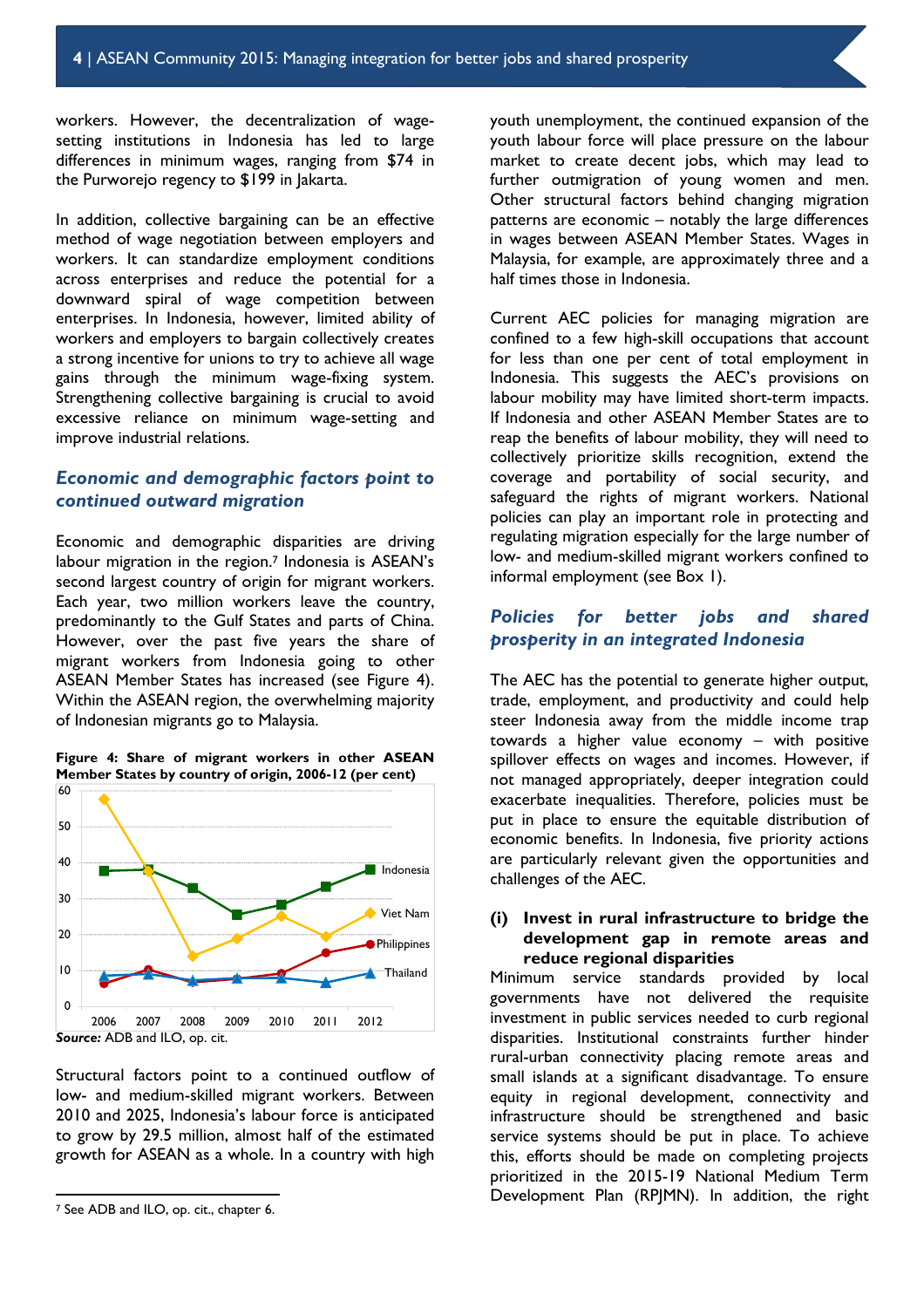workers. However, the decentralization of wage-setting institutions in Indonesia has led to large differences in minimum wages, ranging from $74 in the Purworejo regency to $199 in Jakarta.

In addition, collective bargaining can be an effective method of wage negotiation between employers and workers. It can standardize employment conditions across enterprises and reduce the potential for a downward spiral of wage competition between enterprises. In Indonesia, however, limited ability of workers and employers to bargain collectively creates a strong incentive for unions to try to achieve all wage gains through the minimum wage-fixing system. Strengthening collective bargaining is crucial to avoid excessive reliance on minimum wage-setting and improve industrial relations.

## *Economic and demographic factors point to continued outward migration*

Economic and demographic disparities are driving labour migration in the region.[7] Indonesia is ASEAN's second largest country of origin for migrant workers. Each year, two million workers leave the country, predominantly to the Gulf States and parts of China. However, over the past five years the share of migrant workers from Indonesia going to other ASEAN Member States has increased (see Figure 4). Within the ASEAN region, the overwhelming majority of Indonesian migrants go to Malaysia.

**Figure 4: Share of migrant workers in other ASEAN Member States by country of origin, 2006-12 (per cent)**

***Source:*** ADB and ILO, op. cit.

Structural factors point to a continued outflow of low- and medium-skilled migrant workers. Between 2010 and 2025, Indonesia's labour force is anticipated to grow by 29.5 million, almost half of the estimated growth for ASEAN as a whole. In a country with high youth unemployment, the continued expansion of the youth labour force will place pressure on the labour market to create decent jobs, which may lead to further outmigration of young women and men. Other structural factors behind changing migration patterns are economic – notably the large differences in wages between ASEAN Member States. Wages in Malaysia, for example, are approximately three and a half times those in Indonesia.

Current AEC policies for managing migration are confined to a few high-skill occupations that account for less than one per cent of total employment in Indonesia. This suggests the AEC's provisions on labour mobility may have limited short-term impacts. If Indonesia and other ASEAN Member States are to reap the benefits of labour mobility, they will need to collectively prioritize skills recognition, extend the coverage and portability of social security, and safeguard the rights of migrant workers. National policies can play an important role in protecting and regulating migration especially for the large number of low- and medium-skilled migrant workers confined to informal employment (see Box 1).

## *Policies for better jobs and shared prosperity in an integrated Indonesia*

The AEC has the potential to generate higher output, trade, employment, and productivity and could help steer Indonesia away from the middle income trap towards a higher value economy – with positive spillover effects on wages and incomes. However, if not managed appropriately, deeper integration could exacerbate inequalities. Therefore, policies must be put in place to ensure the equitable distribution of economic benefits. In Indonesia, five priority actions are particularly relevant given the opportunities and challenges of the AEC.

### (i) Invest in rural infrastructure to bridge the development gap in remote areas and reduce regional disparities

Minimum service standards provided by local governments have not delivered the requisite investment in public services needed to curb regional disparities. Institutional constraints further hinder rural-urban connectivity placing remote areas and small islands at a significant disadvantage. To ensure equity in regional development, connectivity and infrastructure should be strengthened and basic service systems should be put in place. To achieve this, efforts should be made on completing projects prioritized in the 2015-19 National Medium Term Development Plan (RPJMN). In addition, the right

---

[7] See ADB and ILO, op. cit., chapter 6.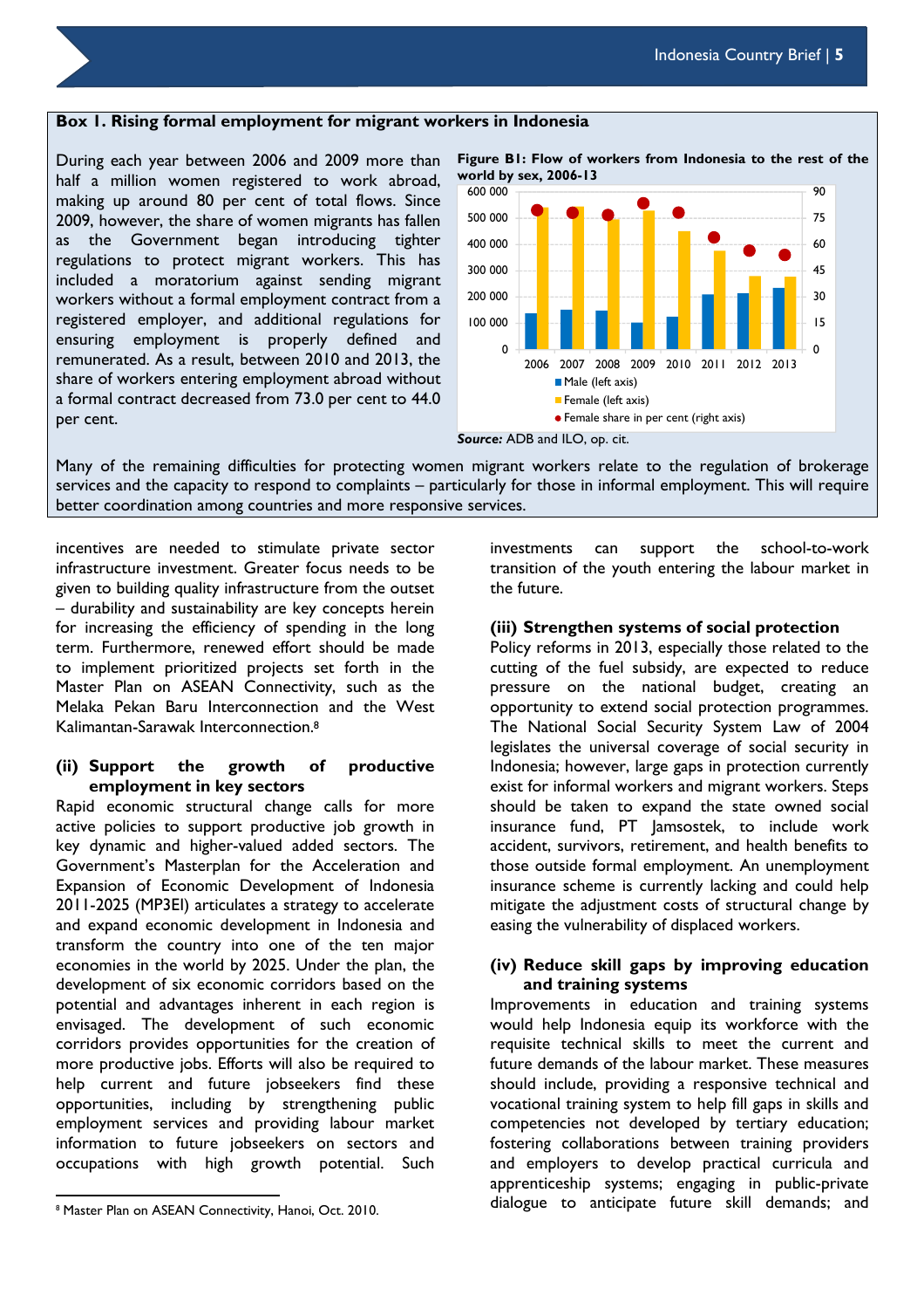**Box 1. Rising formal employment for migrant workers in Indonesia**

During each year between 2006 and 2009 more than half a million women registered to work abroad, making up around 80 per cent of total flows. Since 2009, however, the share of women migrants has fallen as the Government began introducing tighter regulations to protect migrant workers. This has included a moratorium against sending migrant workers without a formal employment contract from a registered employer, and additional regulations for ensuring employment is properly defined and remunerated. As a result, between 2010 and 2013, the share of workers entering employment abroad without a formal contract decreased from 73.0 per cent to 44.0 per cent.

**Figure B1: Flow of workers from Indonesia to the rest of the world by sex, 2006-13**

*Source:* ADB and ILO, op. cit.

Many of the remaining difficulties for protecting women migrant workers relate to the regulation of brokerage services and the capacity to respond to complaints – particularly for those in informal employment. This will require better coordination among countries and more responsive services.

incentives are needed to stimulate private sector infrastructure investment. Greater focus needs to be given to building quality infrastructure from the outset – durability and sustainability are key concepts herein for increasing the efficiency of spending in the long term. Furthermore, renewed effort should be made to implement prioritized projects set forth in the Master Plan on ASEAN Connectivity, such as the Melaka Pekan Baru Interconnection and the West Kalimantan-Sarawak Interconnection.[8]

**(ii) Support the growth of productive employment in key sectors**

Rapid economic structural change calls for more active policies to support productive job growth in key dynamic and higher-valued added sectors. The Government's Masterplan for the Acceleration and Expansion of Economic Development of Indonesia 2011-2025 (MP3EI) articulates a strategy to accelerate and expand economic development in Indonesia and transform the country into one of the ten major economies in the world by 2025. Under the plan, the development of six economic corridors based on the potential and advantages inherent in each region is envisaged. The development of such economic corridors provides opportunities for the creation of more productive jobs. Efforts will also be required to help current and future jobseekers find these opportunities, including by strengthening public employment services and providing labour market information to future jobseekers on sectors and occupations with high growth potential. Such investments can support the school-to-work transition of the youth entering the labour market in the future.

**(iii) Strengthen systems of social protection**

Policy reforms in 2013, especially those related to the cutting of the fuel subsidy, are expected to reduce pressure on the national budget, creating an opportunity to extend social protection programmes. The National Social Security System Law of 2004 legislates the universal coverage of social security in Indonesia; however, large gaps in protection currently exist for informal workers and migrant workers. Steps should be taken to expand the state owned social insurance fund, PT Jamsostek, to include work accident, survivors, retirement, and health benefits to those outside formal employment. An unemployment insurance scheme is currently lacking and could help mitigate the adjustment costs of structural change by easing the vulnerability of displaced workers.

**(iv) Reduce skill gaps by improving education and training systems**

Improvements in education and training systems would help Indonesia equip its workforce with the requisite technical skills to meet the current and future demands of the labour market. These measures should include, providing a responsive technical and vocational training system to help fill gaps in skills and competencies not developed by tertiary education; fostering collaborations between training providers and employers to develop practical curricula and apprenticeship systems; engaging in public-private dialogue to anticipate future skill demands; and

[8] Master Plan on ASEAN Connectivity, Hanoi, Oct. 2010.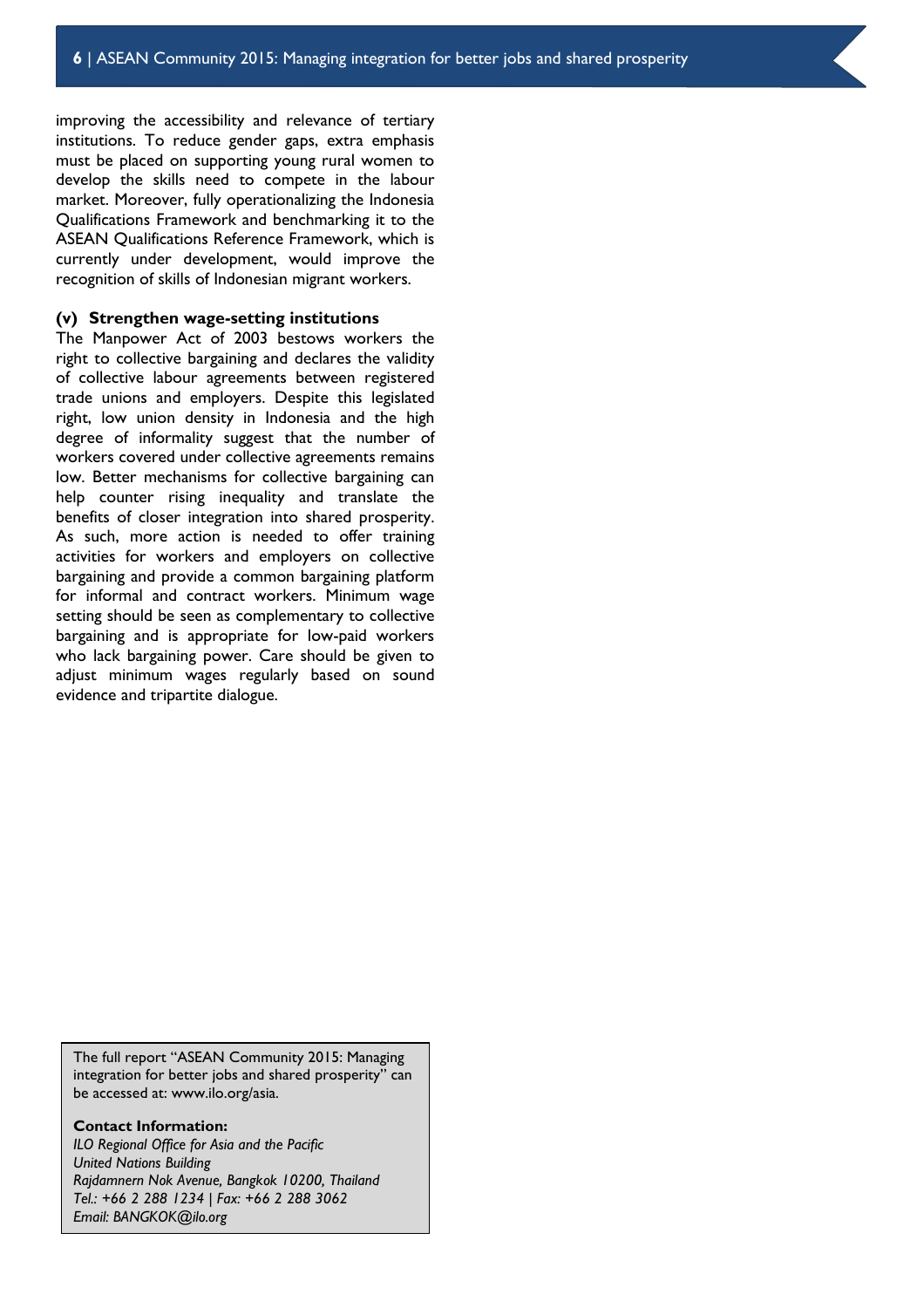improving the accessibility and relevance of tertiary institutions. To reduce gender gaps, extra emphasis must be placed on supporting young rural women to develop the skills need to compete in the labour market. Moreover, fully operationalizing the Indonesia Qualifications Framework and benchmarking it to the ASEAN Qualifications Reference Framework, which is currently under development, would improve the recognition of skills of Indonesian migrant workers.

**(v) Strengthen wage-setting institutions**

The Manpower Act of 2003 bestows workers the right to collective bargaining and declares the validity of collective labour agreements between registered trade unions and employers. Despite this legislated right, low union density in Indonesia and the high degree of informality suggest that the number of workers covered under collective agreements remains low. Better mechanisms for collective bargaining can help counter rising inequality and translate the benefits of closer integration into shared prosperity. As such, more action is needed to offer training activities for workers and employers on collective bargaining and provide a common bargaining platform for informal and contract workers. Minimum wage setting should be seen as complementary to collective bargaining and is appropriate for low-paid workers who lack bargaining power. Care should be given to adjust minimum wages regularly based on sound evidence and tripartite dialogue.

The full report "ASEAN Community 2015: Managing integration for better jobs and shared prosperity" can be accessed at: www.ilo.org/asia.

**Contact Information:**

*ILO Regional Office for Asia and the Pacific*
*United Nations Building*
*Rajdamnern Nok Avenue, Bangkok 10200, Thailand*
*Tel.: +66 2 288 1234 | Fax: +66 2 288 3062*
*Email: BANGKOK@ilo.org*